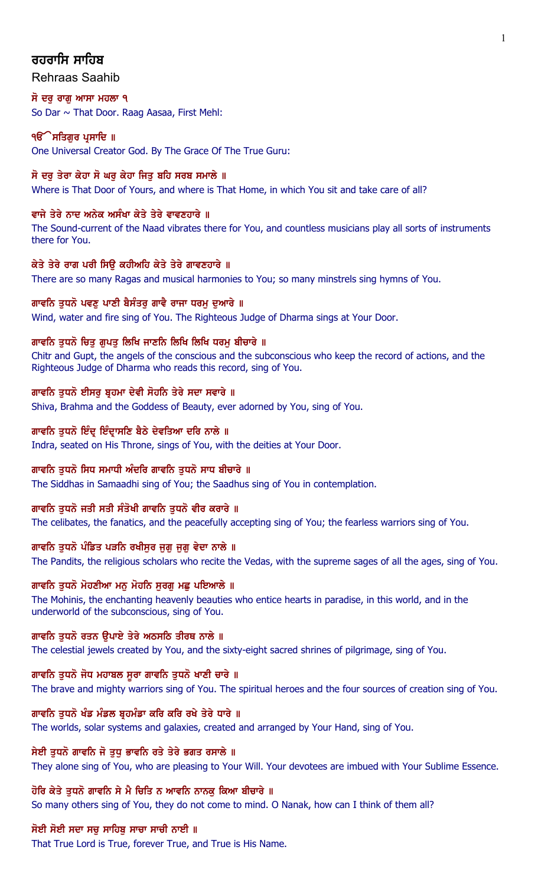# ਰਹਰਾਸਿ ਸਾਹਿਬ

Rehraas Saahib

**ਸੋ ਦਰੁ ਰਾਗੁ ਆਸਾ ਮਹਲਾ ੧**

So Dar ~ That Door. Raag Aasaa, First Mehl:

**ੴ ਸਤਿਗੁਰ ਪ੍ਰਸਾਦਿ ॥**

One Universal Creator God. By The Grace Of The True Guru:

**ਸੋ ਦਰੁ ਤੇਰਾ ਕੇਹਾ ਸੋ ਘਰੁ ਕੇਹਾ ਜਿਤੁ ਬਹਿ ਸਰਬ ਸਮਾਲੇ ॥**

Where is That Door of Yours, and where is That Home, in which You sit and take care of all?

**ਵਾਜੇ ਤੇਰੇ ਨਾਦ ਅਨੇਕ ਅਸੰਖਾ ਕੇਤੇ ਤੇਰੇ ਵਾਵਣਹਾਰੇ ॥**

The Sound-current of the Naad vibrates there for You, and countless musicians play all sorts of instruments there for You.

**ਕੇਤੇ ਤੇਰੇ ਰਾਗ ਪਰੀ ਸਿਉ ਕਹੀਅਹਿ ਕੇਤੇ ਤੇਰੇ ਗਾਵਣਹਾਰੇ ॥**

There are so many Ragas and musical harmonies to You; so many minstrels sing hymns of You.

**ਗਾਵਨਿ ਤੁਧਨੋ ਪਵਣੁ ਪਾਣੀ ਬੈਸੰਤਰੁ ਗਾਵੈ ਰਾਜਾ ਧਰਮੁ ਦੁਆਰੇ ॥**

Wind, water and fire sing of You. The Righteous Judge of Dharma sings at Your Door.

**ਗਾਵਨਿ ਤੁਧਨੋ ਚਿਤੁ ਗੁਪਤੁ ਲਿਖਿ ਜਾਣਨਿ ਲਿਖਿ ਲਿਖਿ ਧਰਮੁ ਬੀਚਾਰੇ ॥**

Chitr and Gupt, the angels of the conscious and the subconscious who keep the record of actions, and the Righteous Judge of Dharma who reads this record, sing of You.

**ਗਾਵਨਿ ਤੁਧਨੋ ਈਸਰੁ ਬ੍ਰਹਮਾ ਦੇਵੀ ਸੋਹਨਿ ਤੇਰੇ ਸਦਾ ਸਵਾਰੇ ॥**

Shiva, Brahma and the Goddess of Beauty, ever adorned by You, sing of You.

**ਗਾਵਨਿ ਤੁਧਨੋ ਇੰਦ੍ਰ ਇੰਦ੍ਰਾਸਣਿ ਬੈਠੇ ਦੇਵਤਿਆ ਦਰਿ ਨਾਲੇ ॥**

Indra, seated on His Throne, sings of You, with the deities at Your Door.

**ਗਾਵਨਿ ਤੁਧਨੋ ਸਿਧ ਸਮਾਧੀ ਅੰਦਰਿ ਗਾਵਨਿ ਤੁਧਨੋ ਸਾਧ ਬੀਚਾਰੇ ॥**

The Siddhas in Samaadhi sing of You; the Saadhus sing of You in contemplation.

**ਗਾਵਨਿ ਤੁਧਨੋ ਜਤੀ ਸਤੀ ਸੰਤੋਖੀ ਗਾਵਨਿ ਤੁਧਨੋ ਵੀਰ ਕਰਾਰੇ ॥**

The celibates, the fanatics, and the peacefully accepting sing of You; the fearless warriors sing of You.

**ਗਾਵਨਿ ਤੁਧਨੋ ਪੰਡਿਤ ਪੜਨਿ ਰਖੀਸੁਰ ਜੁਗੁ ਜੁਗੁ ਵੇਦਾ ਨਾਲੇ ॥**

The Pandits, the religious scholars who recite the Vedas, with the supreme sages of all the ages, sing of You.

**ਗਾਵਨਿ ਤੁਧਨੋ ਮੋਹਣੀਆ ਮਨੁ ਮੋਹਨਿ ਸੁਰਗੁ ਮਛੁ ਪਇਆਲੇ ॥**

The Mohinis, the enchanting heavenly beauties who entice hearts in paradise, in this world, and in the underworld of the subconscious, sing of You.

**ਗਾਵਨਿ ਤੁਧਨੋ ਰਤਨ ਉਪਾਏ ਤੇਰੇ ਅਠਸਠਿ ਤੀਰਥ ਨਾਲੇ ॥**

The celestial jewels created by You, and the sixty-eight sacred shrines of pilgrimage, sing of You.

**ਗਾਵਨਿ ਤੁਧਨੋ ਜੋਧ ਮਹਾਬਲ ਸੂਰਾ ਗਾਵਨਿ ਤੁਧਨੋ ਖਾਣੀ ਚਾਰੇ ॥**

The brave and mighty warriors sing of You. The spiritual heroes and the four sources of creation sing of You.

**ਗਾਵਨਿ ਤੁਧਨੋ ਖੰਡ ਮੰਡਲ ਬ੍ਰਹਮੰਡਾ ਕਰਿ ਕਰਿ ਰਖੇ ਤੇਰੇ ਧਾਰੇ ॥**

The worlds, solar systems and galaxies, created and arranged by Your Hand, sing of You.

**ਸੇਈ ਤੁਧਨੋ ਗਾਵਨਿ ਜੋ ਤੁਧੁ ਭਾਵਨਿ ਰਤੇ ਤੇਰੇ ਭਗਤ ਰਸਾਲੇ ॥**

They alone sing of You, who are pleasing to Your Will. Your devotees are imbued with Your Sublime Essence.

**ਹੋਰਿ ਕੇਤੇ ਤੁਧਨੋ ਗਾਵਨਿ ਸੇ ਮੈ ਚਿਤਿ ਨ ਆਵਨਿ ਨਾਨਕੁ ਕਿਆ ਬੀਚਾਰੇ ॥**

So many others sing of You, they do not come to mind. O Nanak, how can I think of them all?

**ਸੋਈ ਸੋਈ ਸਦਾ ਸਚੁ ਸਾਹਿਬੁ ਸਾਚਾ ਸਾਚੀ ਨਾਈ ॥**

That True Lord is True, forever True, and True is His Name.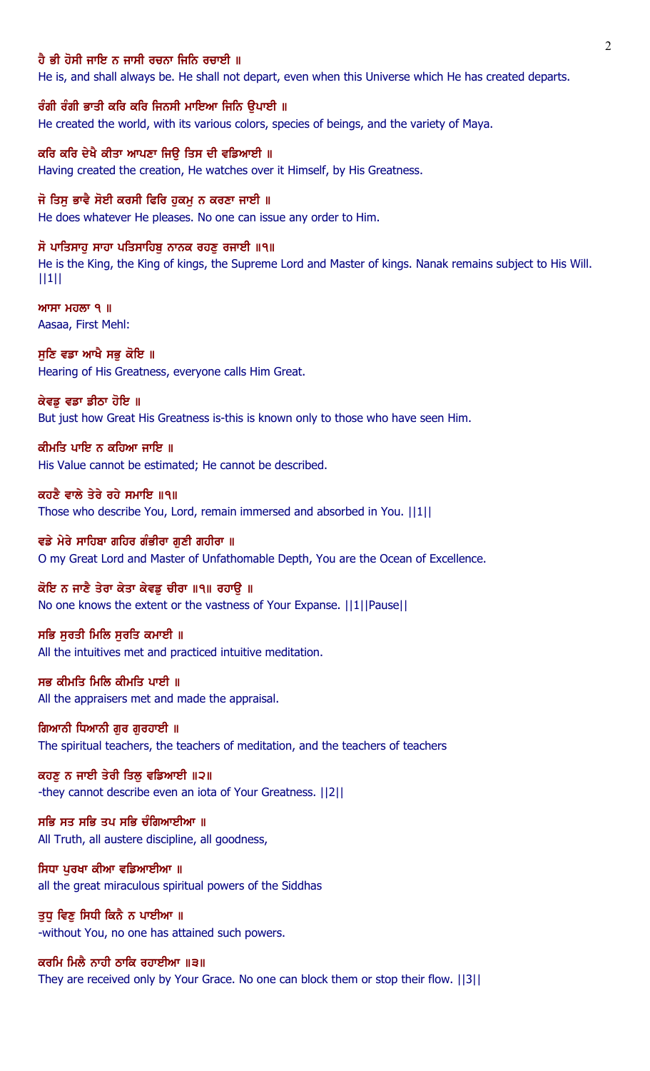ਹੈ ਭੀ ਹੋਸੀ ਜਾਇ ਨ ਜਾਸੀ ਰਚਨਾ ਜਿਨਿ ਰਚਾਈ ॥
He is, and shall always be. He shall not depart, even when this Universe which He has created departs.

ਰੰਗੀ ਰੰਗੀ ਭਾਤੀ ਕਰਿ ਕਰਿ ਜਿਨਸੀ ਮਾਇਆ ਜਿਨਿ ਉਪਾਈ ॥
He created the world, with its various colors, species of beings, and the variety of Maya.

ਕਰਿ ਕਰਿ ਦੇਖੈ ਕੀਤਾ ਆਪਣਾ ਜਿਉ ਤਿਸ ਦੀ ਵਡਿਆਈ ॥
Having created the creation, He watches over it Himself, by His Greatness.

ਜੋ ਤਿਸੁ ਭਾਵੈ ਸੋਈ ਕਰਸੀ ਫਿਰਿ ਹੁਕਮੁ ਨ ਕਰਣਾ ਜਾਈ ॥
He does whatever He pleases. No one can issue any order to Him.

ਸੋ ਪਾਤਿਸਾਹੁ ਸਾਹਾ ਪਤਿਸਾਹਿਬੁ ਨਾਨਕ ਰਹਣੁ ਰਜਾਈ ॥੧॥
He is the King, the King of kings, the Supreme Lord and Master of kings. Nanak remains subject to His Will. ||1||

ਆਸਾ ਮਹਲਾ ੧ ॥
Aasaa, First Mehl:

ਸੁਣਿ ਵਡਾ ਆਖੈ ਸਭੁ ਕੋਇ ॥
Hearing of His Greatness, everyone calls Him Great.

ਕੇਵਡੁ ਵਡਾ ਡੀਠਾ ਹੋਇ ॥
But just how Great His Greatness is-this is known only to those who have seen Him.

ਕੀਮਤਿ ਪਾਇ ਨ ਕਹਿਆ ਜਾਇ ॥
His Value cannot be estimated; He cannot be described.

ਕਹਣੈ ਵਾਲੇ ਤੇਰੇ ਰਹੇ ਸਮਾਇ ॥੧॥
Those who describe You, Lord, remain immersed and absorbed in You. ||1||

ਵਡੇ ਮੇਰੇ ਸਾਹਿਬਾ ਗਹਿਰ ਗੰਭੀਰਾ ਗੁਣੀ ਗਹੀਰਾ ॥
O my Great Lord and Master of Unfathomable Depth, You are the Ocean of Excellence.

ਕੋਇ ਨ ਜਾਣੈ ਤੇਰਾ ਕੇਤਾ ਕੇਵਡੁ ਚੀਰਾ ॥੧॥ ਰਹਾਉ ॥
No one knows the extent or the vastness of Your Expanse. ||1||Pause||

ਸਭਿ ਸੁਰਤੀ ਮਿਲਿ ਸੁਰਤਿ ਕਮਾਈ ॥
All the intuitives met and practiced intuitive meditation.

ਸਭ ਕੀਮਤਿ ਮਿਲਿ ਕੀਮਤਿ ਪਾਈ ॥
All the appraisers met and made the appraisal.

ਗਿਆਨੀ ਧਿਆਨੀ ਗੁਰ ਗੁਰਹਾਈ ॥
The spiritual teachers, the teachers of meditation, and the teachers of teachers

ਕਹਣੁ ਨ ਜਾਈ ਤੇਰੀ ਤਿਲੁ ਵਡਿਆਈ ॥੨॥
-they cannot describe even an iota of Your Greatness. ||2||

ਸਭਿ ਸਤ ਸਭਿ ਤਪ ਸਭਿ ਚੰਗਿਆਈਆ ॥
All Truth, all austere discipline, all goodness,

ਸਿਧਾ ਪੁਰਖਾ ਕੀਆ ਵਡਿਆਈਆ ॥
all the great miraculous spiritual powers of the Siddhas

ਤੁਧੁ ਵਿਣੁ ਸਿਧੀ ਕਿਨੈ ਨ ਪਾਈਆ ॥
-without You, no one has attained such powers.

ਕਰਮਿ ਮਿਲੈ ਨਾਹੀ ਠਾਕਿ ਰਹਾਈਆ ॥੩॥
They are received only by Your Grace. No one can block them or stop their flow. ||3||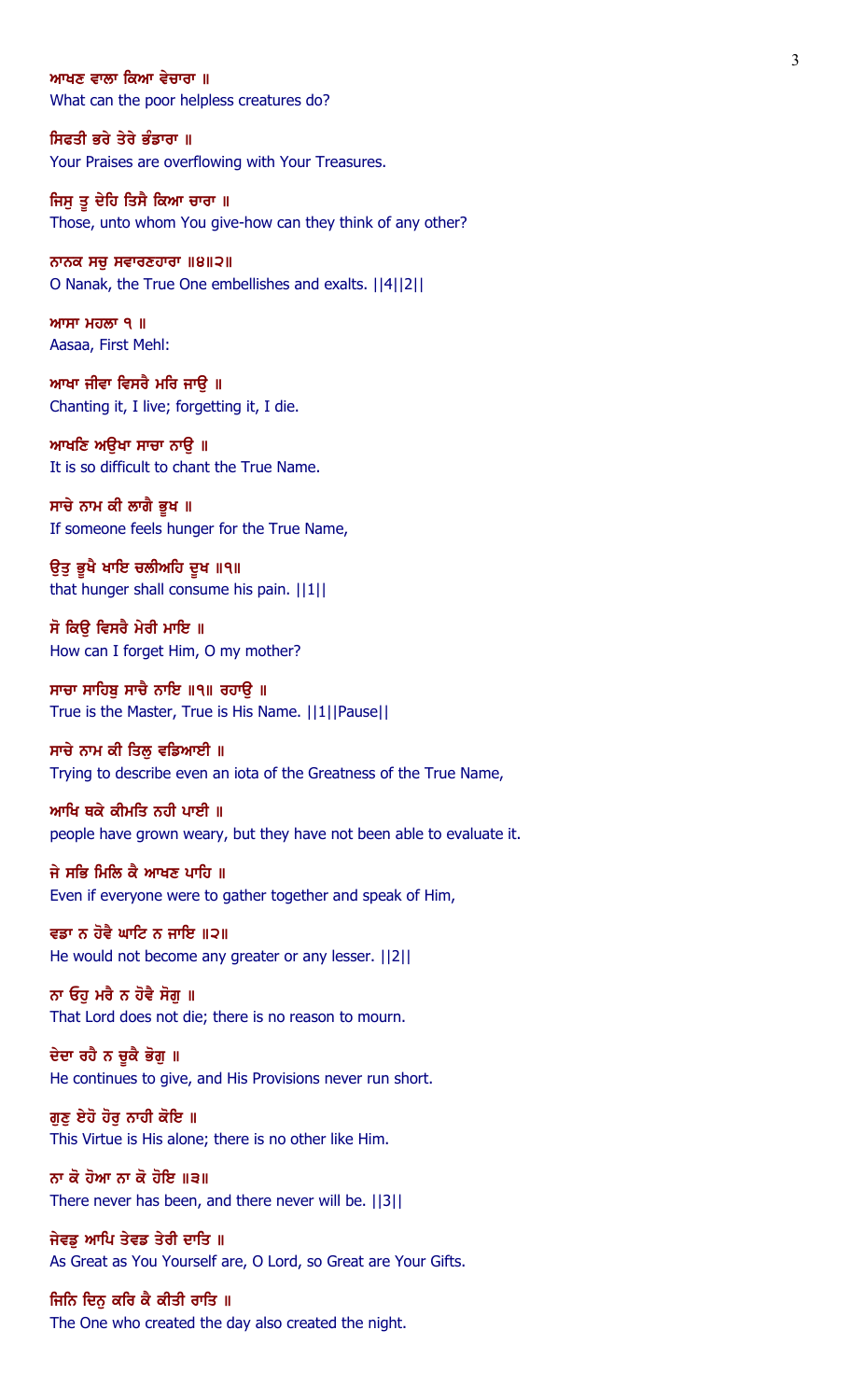ਆਖਣ ਵਾਲਾ ਕਿਆ ਵੇਚਾਰਾ ॥
What can the poor helpless creatures do?

ਸਿਫਤੀ ਭਰੇ ਤੇਰੇ ਭੰਡਾਰਾ ॥
Your Praises are overflowing with Your Treasures.

ਜਿਸੁ ਤੂ ਦੇਹਿ ਤਿਸੈ ਕਿਆ ਚਾਰਾ ॥
Those, unto whom You give-how can they think of any other?

ਨਾਨਕ ਸਚੁ ਸਵਾਰਣਹਾਰਾ ॥੪॥੨॥
O Nanak, the True One embellishes and exalts. ||4||2||

ਆਸਾ ਮਹਲਾ ੧ ॥
Aasaa, First Mehl:

ਆਖਾ ਜੀਵਾ ਵਿਸਰੈ ਮਰਿ ਜਾਉ ॥
Chanting it, I live; forgetting it, I die.

ਆਖਣਿ ਅਉਖਾ ਸਾਚਾ ਨਾਉ ॥
It is so difficult to chant the True Name.

ਸਾਚੇ ਨਾਮ ਕੀ ਲਾਗੈ ਭੂਖ ॥
If someone feels hunger for the True Name,

ਉਤੁ ਭੂਖੈ ਖਾਇ ਚਲੀਅਹਿ ਦੂਖ ॥੧॥
that hunger shall consume his pain. ||1||

ਸੋ ਕਿਉ ਵਿਸਰੈ ਮੇਰੀ ਮਾਇ ॥
How can I forget Him, O my mother?

ਸਾਚਾ ਸਾਹਿਬੁ ਸਾਚੈ ਨਾਇ ॥੧॥ ਰਹਾਉ ॥
True is the Master, True is His Name. ||1||Pause||

ਸਾਚੇ ਨਾਮ ਕੀ ਤਿਲੁ ਵਡਿਆਈ ॥
Trying to describe even an iota of the Greatness of the True Name,

ਆਖਿ ਥਕੇ ਕੀਮਤਿ ਨਹੀ ਪਾਈ ॥
people have grown weary, but they have not been able to evaluate it.

ਜੇ ਸਭਿ ਮਿਲਿ ਕੈ ਆਖਣ ਪਾਹਿ ॥
Even if everyone were to gather together and speak of Him,

ਵਡਾ ਨ ਹੋਵੈ ਘਾਟਿ ਨ ਜਾਇ ॥੨॥
He would not become any greater or any lesser. ||2||

ਨਾ ਓਹੁ ਮਰੈ ਨ ਹੋਵੈ ਸੋਗੁ ॥
That Lord does not die; there is no reason to mourn.

ਦੇਦਾ ਰਹੈ ਨ ਚੂਕੈ ਭੋਗੁ ॥
He continues to give, and His Provisions never run short.

ਗੁਣੁ ਏਹੋ ਹੋਰੁ ਨਾਹੀ ਕੋਇ ॥
This Virtue is His alone; there is no other like Him.

ਨਾ ਕੋ ਹੋਆ ਨਾ ਕੋ ਹੋਇ ॥੩॥
There never has been, and there never will be. ||3||

ਜੇਵਡੁ ਆਪਿ ਤੇਵਡ ਤੇਰੀ ਦਾਤਿ ॥
As Great as You Yourself are, O Lord, so Great are Your Gifts.

ਜਿਨਿ ਦਿਨੁ ਕਰਿ ਕੈ ਕੀਤੀ ਰਾਤਿ ॥
The One who created the day also created the night.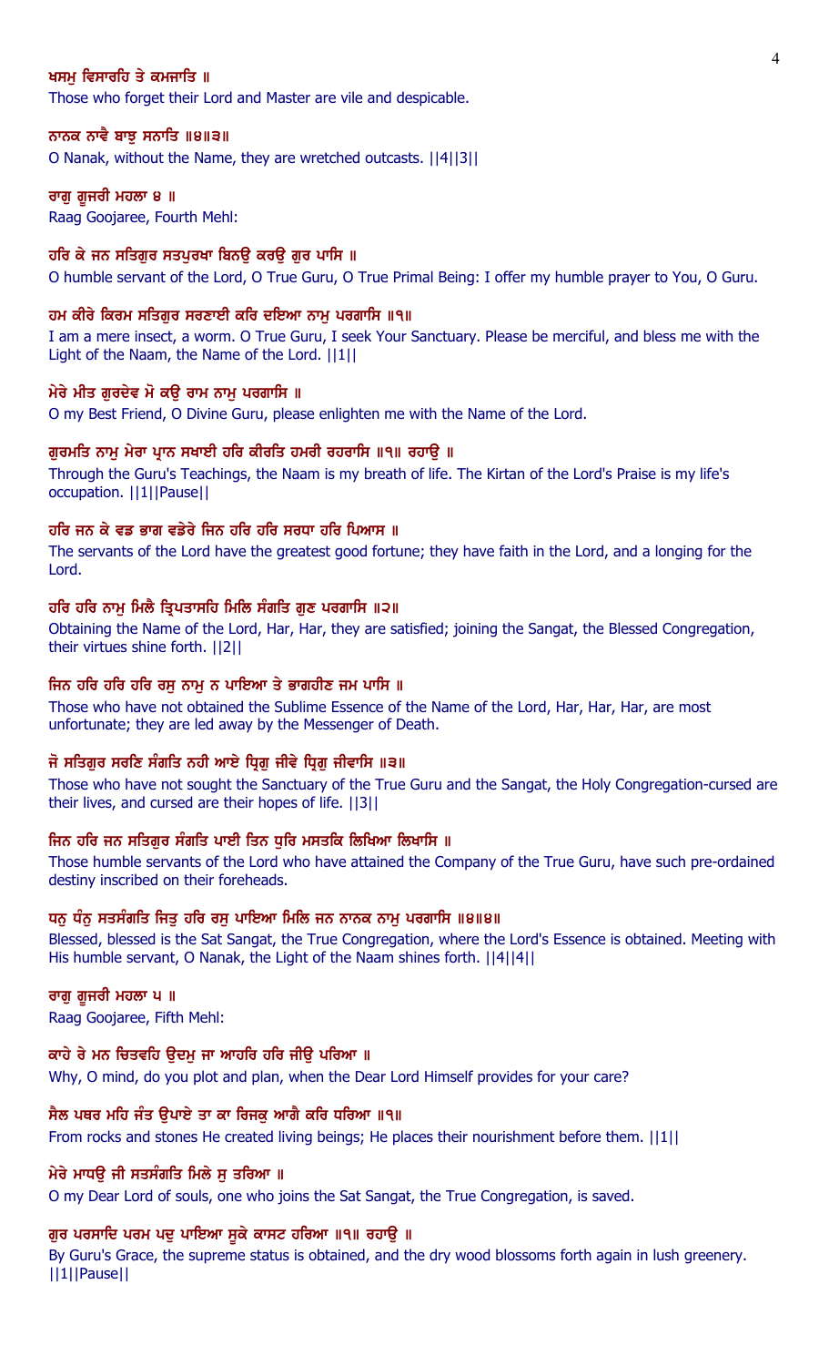**ਖਸਮੁ ਵਿਸਾਰਹਿ ਤੇ ਕਮਜਾਤਿ ॥**

Those who forget their Lord and Master are vile and despicable.

**ਨਾਨਕ ਨਾਵੈ ਬਾਝੁ ਸਨਾਤਿ ॥੪॥੩॥**

O Nanak, without the Name, they are wretched outcasts. ||4||3||

**ਰਾਗੁ ਗੂਜਰੀ ਮਹਲਾ ੪ ॥**

Raag Goojaree, Fourth Mehl:

**ਹਰਿ ਕੇ ਜਨ ਸਤਿਗੁਰ ਸਤਪੁਰਖਾ ਬਿਨਉ ਕਰਉ ਗੁਰ ਪਾਸਿ ॥**

O humble servant of the Lord, O True Guru, O True Primal Being: I offer my humble prayer to You, O Guru.

**ਹਮ ਕੀਰੇ ਕਿਰਮ ਸਤਿਗੁਰ ਸਰਣਾਈ ਕਰਿ ਦਇਆ ਨਾਮੁ ਪਰਗਾਸਿ ॥੧॥**

I am a mere insect, a worm. O True Guru, I seek Your Sanctuary. Please be merciful, and bless me with the Light of the Naam, the Name of the Lord. ||1||

**ਮੇਰੇ ਮੀਤ ਗੁਰਦੇਵ ਮੋ ਕਉ ਰਾਮ ਨਾਮੁ ਪਰਗਾਸਿ ॥**

O my Best Friend, O Divine Guru, please enlighten me with the Name of the Lord.

**ਗੁਰਮਤਿ ਨਾਮੁ ਮੇਰਾ ਪ੍ਰਾਨ ਸਖਾਈ ਹਰਿ ਕੀਰਤਿ ਹਮਰੀ ਰਹਰਾਸਿ ॥੧॥ ਰਹਾਉ ॥**

Through the Guru's Teachings, the Naam is my breath of life. The Kirtan of the Lord's Praise is my life's occupation. ||1||Pause||

**ਹਰਿ ਜਨ ਕੇ ਵਡ ਭਾਗ ਵਡੇਰੇ ਜਿਨ ਹਰਿ ਹਰਿ ਸਰਧਾ ਹਰਿ ਪਿਆਸ ॥**

The servants of the Lord have the greatest good fortune; they have faith in the Lord, and a longing for the Lord.

**ਹਰਿ ਹਰਿ ਨਾਮੁ ਮਿਲੈ ਤ੍ਰਿਪਤਾਸਹਿ ਮਿਲਿ ਸੰਗਤਿ ਗੁਣ ਪਰਗਾਸਿ ॥੨॥**

Obtaining the Name of the Lord, Har, Har, they are satisfied; joining the Sangat, the Blessed Congregation, their virtues shine forth. ||2||

**ਜਿਨ ਹਰਿ ਹਰਿ ਹਰਿ ਰਸੁ ਨਾਮੁ ਨ ਪਾਇਆ ਤੇ ਭਾਗਹੀਣ ਜਮ ਪਾਸਿ ॥**

Those who have not obtained the Sublime Essence of the Name of the Lord, Har, Har, Har, are most unfortunate; they are led away by the Messenger of Death.

**ਜੋ ਸਤਿਗੁਰ ਸਰਣਿ ਸੰਗਤਿ ਨਹੀ ਆਏ ਧ੍ਰਿਗੁ ਜੀਵੇ ਧ੍ਰਿਗੁ ਜੀਵਾਸਿ ॥੩॥**

Those who have not sought the Sanctuary of the True Guru and the Sangat, the Holy Congregation-cursed are their lives, and cursed are their hopes of life. ||3||

**ਜਿਨ ਹਰਿ ਜਨ ਸਤਿਗੁਰ ਸੰਗਤਿ ਪਾਈ ਤਿਨ ਧੁਰਿ ਮਸਤਕਿ ਲਿਖਿਆ ਲਿਖਾਸਿ ॥**

Those humble servants of the Lord who have attained the Company of the True Guru, have such pre-ordained destiny inscribed on their foreheads.

**ਧਨੁ ਧੰਨੁ ਸਤਸੰਗਤਿ ਜਿਤੁ ਹਰਿ ਰਸੁ ਪਾਇਆ ਮਿਲਿ ਜਨ ਨਾਨਕ ਨਾਮੁ ਪਰਗਾਸਿ ॥੪॥੪॥**

Blessed, blessed is the Sat Sangat, the True Congregation, where the Lord's Essence is obtained. Meeting with His humble servant, O Nanak, the Light of the Naam shines forth. ||4||4||

**ਰਾਗੁ ਗੂਜਰੀ ਮਹਲਾ ੫ ॥**

Raag Goojaree, Fifth Mehl:

**ਕਾਹੇ ਰੇ ਮਨ ਚਿਤਵਹਿ ਉਦਮੁ ਜਾ ਆਹਰਿ ਹਰਿ ਜੀਉ ਪਰਿਆ ॥**

Why, O mind, do you plot and plan, when the Dear Lord Himself provides for your care?

**ਸੈਲ ਪਥਰ ਮਹਿ ਜੰਤ ਉਪਾਏ ਤਾ ਕਾ ਰਿਜਕੁ ਆਗੈ ਕਰਿ ਧਰਿਆ ॥੧॥**

From rocks and stones He created living beings; He places their nourishment before them. ||1||

**ਮੇਰੇ ਮਾਧਉ ਜੀ ਸਤਸੰਗਤਿ ਮਿਲੇ ਸੁ ਤਰਿਆ ॥**

O my Dear Lord of souls, one who joins the Sat Sangat, the True Congregation, is saved.

**ਗੁਰ ਪਰਸਾਦਿ ਪਰਮ ਪਦੁ ਪਾਇਆ ਸੂਕੇ ਕਾਸਟ ਹਰਿਆ ॥੧॥ ਰਹਾਉ ॥**

By Guru's Grace, the supreme status is obtained, and the dry wood blossoms forth again in lush greenery. ||1||Pause||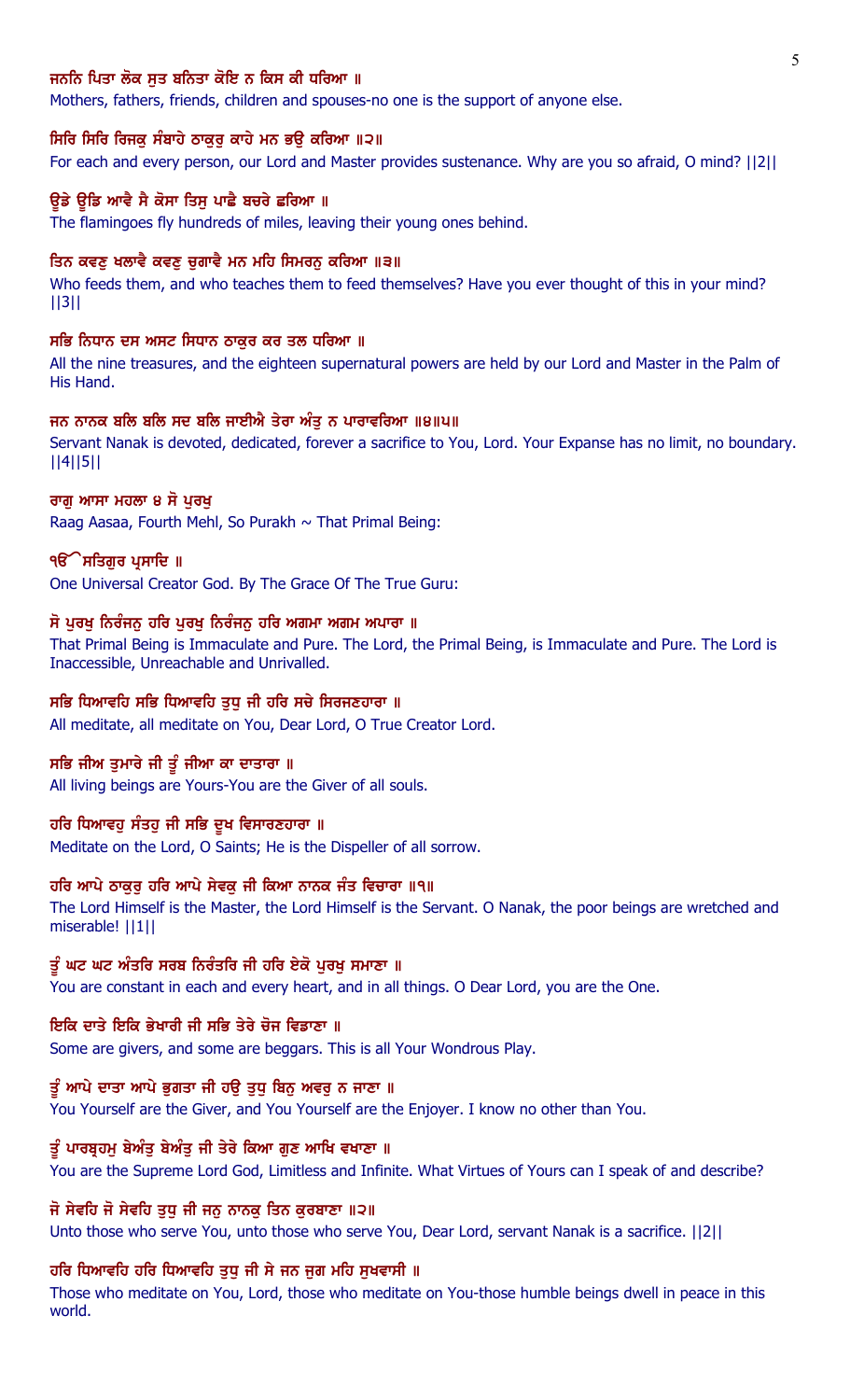**ਜਨਨਿ ਪਿਤਾ ਲੋਕ ਸੁਤ ਬਨਿਤਾ ਕੋਇ ਨ ਕਿਸ ਕੀ ਧਰਿਆ ॥**

Mothers, fathers, friends, children and spouses-no one is the support of anyone else.

**ਸਿਰਿ ਸਿਰਿ ਰਿਜਕੁ ਸੰਬਾਹੇ ਠਾਕੁਰੁ ਕਾਹੇ ਮਨ ਭਉ ਕਰਿਆ ॥੨॥**

For each and every person, our Lord and Master provides sustenance. Why are you so afraid, O mind? ||2||

**ਊਡੇ ਊਡਿ ਆਵੈ ਸੈ ਕੋਸਾ ਤਿਸੁ ਪਾਛੈ ਬਚਰੇ ਛਰਿਆ ॥**

The flamingoes fly hundreds of miles, leaving their young ones behind.

**ਤਿਨ ਕਵਣੁ ਖਲਾਵੈ ਕਵਣੁ ਚੁਗਾਵੈ ਮਨ ਮਹਿ ਸਿਮਰਨੁ ਕਰਿਆ ॥੩॥**

Who feeds them, and who teaches them to feed themselves? Have you ever thought of this in your mind? ||3||

**ਸਭਿ ਨਿਧਾਨ ਦਸ ਅਸਟ ਸਿਧਾਨ ਠਾਕੁਰ ਕਰ ਤਲ ਧਰਿਆ ॥**

All the nine treasures, and the eighteen supernatural powers are held by our Lord and Master in the Palm of His Hand.

**ਜਨ ਨਾਨਕ ਬਲਿ ਬਲਿ ਸਦ ਬਲਿ ਜਾਈਐ ਤੇਰਾ ਅੰਤੁ ਨ ਪਾਰਾਵਰਿਆ ॥੪॥੫॥**

Servant Nanak is devoted, dedicated, forever a sacrifice to You, Lord. Your Expanse has no limit, no boundary. ||4||5||

**ਰਾਗੁ ਆਸਾ ਮਹਲਾ ੪ ਸੋ ਪੁਰਖੁ**

Raag Aasaa, Fourth Mehl, So Purakh ~ That Primal Being:

**ੴ ਸਤਿਗੁਰ ਪ੍ਰਸਾਦਿ ॥**

One Universal Creator God. By The Grace Of The True Guru:

**ਸੋ ਪੁਰਖੁ ਨਿਰੰਜਨੁ ਹਰਿ ਪੁਰਖੁ ਨਿਰੰਜਨੁ ਹਰਿ ਅਗਮਾ ਅਗਮ ਅਪਾਰਾ ॥**

That Primal Being is Immaculate and Pure. The Lord, the Primal Being, is Immaculate and Pure. The Lord is Inaccessible, Unreachable and Unrivalled.

**ਸਭਿ ਧਿਆਵਹਿ ਸਭਿ ਧਿਆਵਹਿ ਤੁਧੁ ਜੀ ਹਰਿ ਸਚੇ ਸਿਰਜਣਹਾਰਾ ॥**

All meditate, all meditate on You, Dear Lord, O True Creator Lord.

**ਸਭਿ ਜੀਅ ਤੁਮਾਰੇ ਜੀ ਤੂੰ ਜੀਆ ਕਾ ਦਾਤਾਰਾ ॥**

All living beings are Yours-You are the Giver of all souls.

**ਹਰਿ ਧਿਆਵਹੁ ਸੰਤਹੁ ਜੀ ਸਭਿ ਦੂਖ ਵਿਸਾਰਣਹਾਰਾ ॥**

Meditate on the Lord, O Saints; He is the Dispeller of all sorrow.

**ਹਰਿ ਆਪੇ ਠਾਕੁਰੁ ਹਰਿ ਆਪੇ ਸੇਵਕੁ ਜੀ ਕਿਆ ਨਾਨਕ ਜੰਤ ਵਿਚਾਰਾ ॥੧॥**

The Lord Himself is the Master, the Lord Himself is the Servant. O Nanak, the poor beings are wretched and miserable! ||1||

**ਤੂੰ ਘਟ ਘਟ ਅੰਤਰਿ ਸਰਬ ਨਿਰੰਤਰਿ ਜੀ ਹਰਿ ਏਕੋ ਪੁਰਖੁ ਸਮਾਣਾ ॥**

You are constant in each and every heart, and in all things. O Dear Lord, you are the One.

**ਇਕਿ ਦਾਤੇ ਇਕਿ ਭੇਖਾਰੀ ਜੀ ਸਭਿ ਤੇਰੇ ਚੋਜ ਵਿਡਾਣਾ ॥**

Some are givers, and some are beggars. This is all Your Wondrous Play.

**ਤੂੰ ਆਪੇ ਦਾਤਾ ਆਪੇ ਭੁਗਤਾ ਜੀ ਹਉ ਤੁਧੁ ਬਿਨੁ ਅਵਰੁ ਨ ਜਾਣਾ ॥**

You Yourself are the Giver, and You Yourself are the Enjoyer. I know no other than You.

**ਤੂੰ ਪਾਰਬ੍ਰਹਮੁ ਬੇਅੰਤੁ ਬੇਅੰਤੁ ਜੀ ਤੇਰੇ ਕਿਆ ਗੁਣ ਆਖਿ ਵਖਾਣਾ ॥**

You are the Supreme Lord God, Limitless and Infinite. What Virtues of Yours can I speak of and describe?

**ਜੋ ਸੇਵਹਿ ਜੋ ਸੇਵਹਿ ਤੁਧੁ ਜੀ ਜਨੁ ਨਾਨਕੁ ਤਿਨ ਕੁਰਬਾਣਾ ॥੨॥**

Unto those who serve You, unto those who serve You, Dear Lord, servant Nanak is a sacrifice. ||2||

**ਹਰਿ ਧਿਆਵਹਿ ਹਰਿ ਧਿਆਵਹਿ ਤੁਧੁ ਜੀ ਸੇ ਜਨ ਜੁਗ ਮਹਿ ਸੁਖਵਾਸੀ ॥**

Those who meditate on You, Lord, those who meditate on You-those humble beings dwell in peace in this world.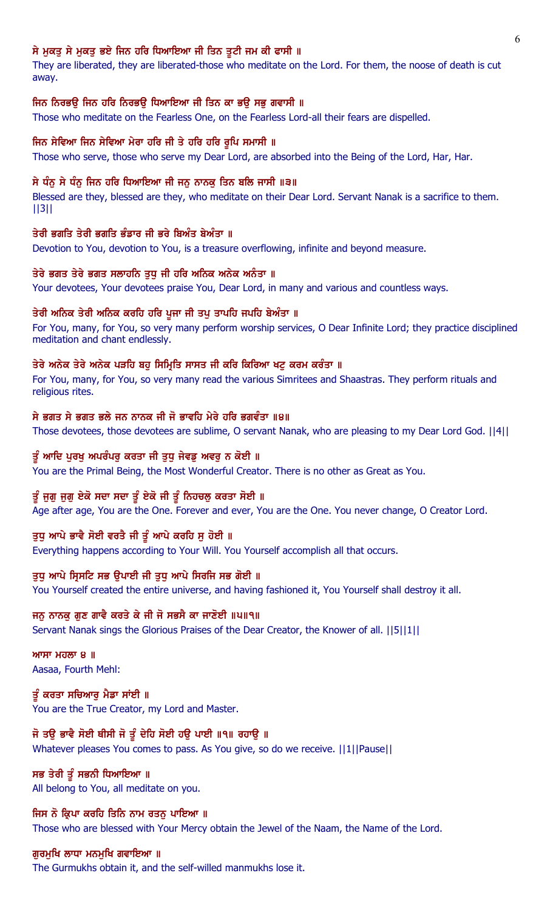**ਸੇ ਮੁਕਤੁ ਸੇ ਮੁਕਤੁ ਭਏ ਜਿਨ ਹਰਿ ਧਿਆਇਆ ਜੀ ਤਿਨ ਤੂਟੀ ਜਮ ਕੀ ਫਾਸੀ ॥**

They are liberated, they are liberated-those who meditate on the Lord. For them, the noose of death is cut away.

**ਜਿਨ ਨਿਰਭਉ ਜਿਨ ਹਰਿ ਨਿਰਭਉ ਧਿਆਇਆ ਜੀ ਤਿਨ ਕਾ ਭਉ ਸਭੁ ਗਵਾਸੀ ॥**

Those who meditate on the Fearless One, on the Fearless Lord-all their fears are dispelled.

**ਜਿਨ ਸੇਵਿਆ ਜਿਨ ਸੇਵਿਆ ਮੇਰਾ ਹਰਿ ਜੀ ਤੇ ਹਰਿ ਹਰਿ ਰੂਪਿ ਸਮਾਸੀ ॥**

Those who serve, those who serve my Dear Lord, are absorbed into the Being of the Lord, Har, Har.

**ਸੇ ਧੰਨੁ ਸੇ ਧੰਨੁ ਜਿਨ ਹਰਿ ਧਿਆਇਆ ਜੀ ਜਨੁ ਨਾਨਕੁ ਤਿਨ ਬਲਿ ਜਾਸੀ ॥੩॥**

Blessed are they, blessed are they, who meditate on their Dear Lord. Servant Nanak is a sacrifice to them. ||3||

**ਤੇਰੀ ਭਗਤਿ ਤੇਰੀ ਭਗਤਿ ਭੰਡਾਰ ਜੀ ਭਰੇ ਬਿਅੰਤ ਬੇਅੰਤਾ ॥**

Devotion to You, devotion to You, is a treasure overflowing, infinite and beyond measure.

**ਤੇਰੇ ਭਗਤ ਤੇਰੇ ਭਗਤ ਸਲਾਹਨਿ ਤੁਧੁ ਜੀ ਹਰਿ ਅਨਿਕ ਅਨੇਕ ਅਨੰਤਾ ॥**

Your devotees, Your devotees praise You, Dear Lord, in many and various and countless ways.

**ਤੇਰੀ ਅਨਿਕ ਤੇਰੀ ਅਨਿਕ ਕਰਹਿ ਹਰਿ ਪੂਜਾ ਜੀ ਤਪੁ ਤਾਪਹਿ ਜਪਹਿ ਬੇਅੰਤਾ ॥**

For You, many, for You, so very many perform worship services, O Dear Infinite Lord; they practice disciplined meditation and chant endlessly.

**ਤੇਰੇ ਅਨੇਕ ਤੇਰੇ ਅਨੇਕ ਪੜਹਿ ਬਹੁ ਸਿਮ੍ਰਿਤਿ ਸਾਸਤ ਜੀ ਕਰਿ ਕਿਰਿਆ ਖਟੁ ਕਰਮ ਕਰੰਤਾ ॥**

For You, many, for You, so very many read the various Simritees and Shaastras. They perform rituals and religious rites.

**ਸੇ ਭਗਤ ਸੇ ਭਗਤ ਭਲੇ ਜਨ ਨਾਨਕ ਜੀ ਜੋ ਭਾਵਹਿ ਮੇਰੇ ਹਰਿ ਭਗਵੰਤਾ ॥੪॥**

Those devotees, those devotees are sublime, O servant Nanak, who are pleasing to my Dear Lord God. ||4||

**ਤੂੰ ਆਦਿ ਪੁਰਖੁ ਅਪਰੰਪਰੁ ਕਰਤਾ ਜੀ ਤੁਧੁ ਜੇਵਡੁ ਅਵਰੁ ਨ ਕੋਈ ॥**

You are the Primal Being, the Most Wonderful Creator. There is no other as Great as You.

**ਤੂੰ ਜੁਗੁ ਜੁਗੁ ਏਕੋ ਸਦਾ ਸਦਾ ਤੂੰ ਏਕੋ ਜੀ ਤੂੰ ਨਿਹਚਲੁ ਕਰਤਾ ਸੋਈ ॥**

Age after age, You are the One. Forever and ever, You are the One. You never change, O Creator Lord.

**ਤੁਧੁ ਆਪੇ ਭਾਵੈ ਸੋਈ ਵਰਤੈ ਜੀ ਤੂੰ ਆਪੇ ਕਰਹਿ ਸੁ ਹੋਈ ॥**

Everything happens according to Your Will. You Yourself accomplish all that occurs.

**ਤੁਧੁ ਆਪੇ ਸ੍ਰਿਸਟਿ ਸਭ ਉਪਾਈ ਜੀ ਤੁਧੁ ਆਪੇ ਸਿਰਜਿ ਸਭ ਗੋਈ ॥**

You Yourself created the entire universe, and having fashioned it, You Yourself shall destroy it all.

**ਜਨੁ ਨਾਨਕੁ ਗੁਣ ਗਾਵੈ ਕਰਤੇ ਕੇ ਜੀ ਜੋ ਸਭਸੈ ਕਾ ਜਾਣੋਈ ॥੫॥੧॥**

Servant Nanak sings the Glorious Praises of the Dear Creator, the Knower of all. ||5||1||

**ਆਸਾ ਮਹਲਾ ੪ ॥**

Aasaa, Fourth Mehl:

**ਤੂੰ ਕਰਤਾ ਸਚਿਆਰੁ ਮੈਡਾ ਸਾਂਈ ॥**

You are the True Creator, my Lord and Master.

**ਜੋ ਤਉ ਭਾਵੈ ਸੋਈ ਥੀਸੀ ਜੋ ਤੂੰ ਦੇਹਿ ਸੋਈ ਹਉ ਪਾਈ ॥੧॥ ਰਹਾਉ ॥**

Whatever pleases You comes to pass. As You give, so do we receive. ||1||Pause||

**ਸਭ ਤੇਰੀ ਤੂੰ ਸਭਨੀ ਧਿਆਇਆ ॥**

All belong to You, all meditate on you.

**ਜਿਸ ਨੋ ਕ੍ਰਿਪਾ ਕਰਹਿ ਤਿਨਿ ਨਾਮ ਰਤਨੁ ਪਾਇਆ ॥**

Those who are blessed with Your Mercy obtain the Jewel of the Naam, the Name of the Lord.

**ਗੁਰਮੁਖਿ ਲਾਧਾ ਮਨਮੁਖਿ ਗਵਾਇਆ ॥**

The Gurmukhs obtain it, and the self-willed manmukhs lose it.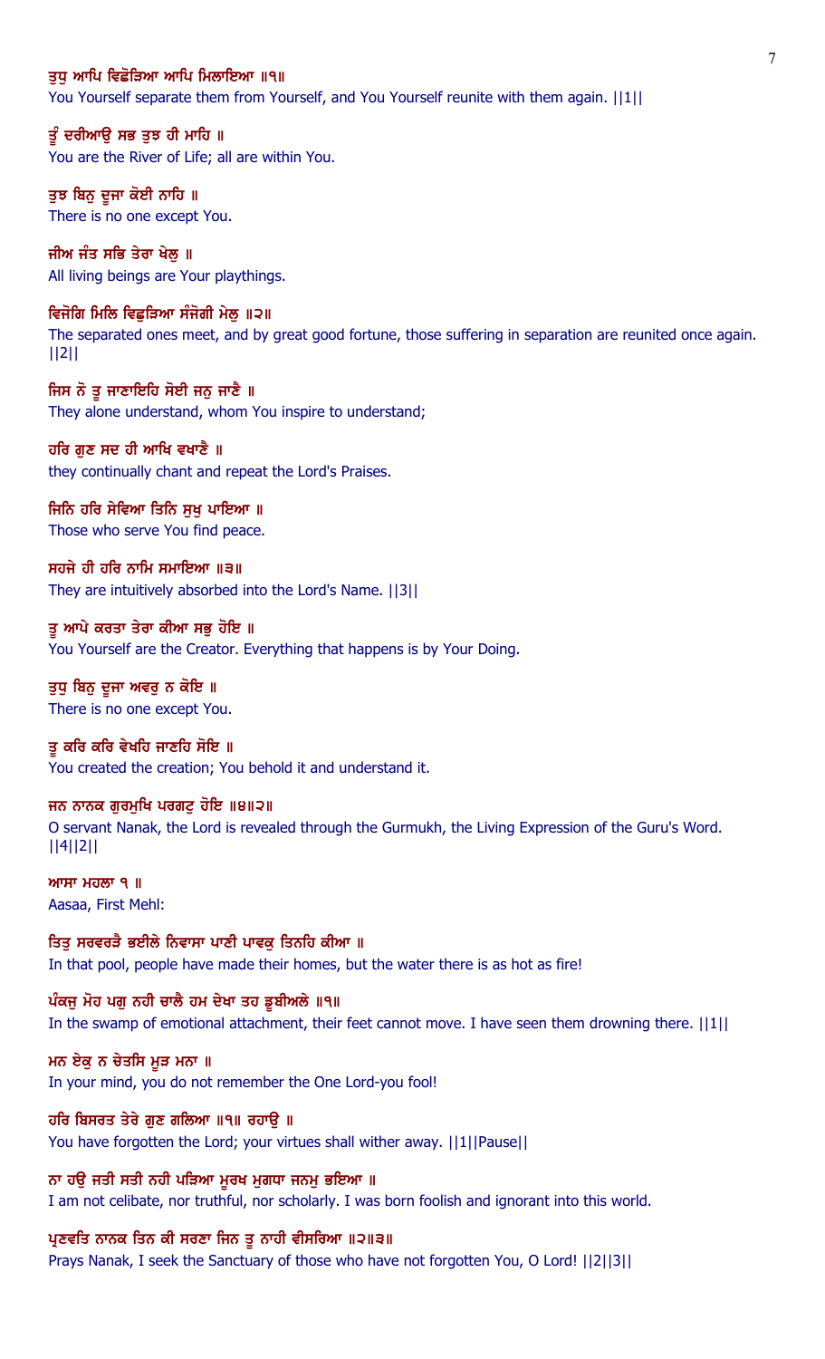ਤੁਧੁ ਆਪਿ ਵਿਛੋੜਿਆ ਆਪਿ ਮਿਲਾਇਆ ॥੧॥
You Yourself separate them from Yourself, and You Yourself reunite with them again. ||1||

ਤੂੰ ਦਰੀਆਉ ਸਭ ਤੁਝ ਹੀ ਮਾਹਿ ॥
You are the River of Life; all are within You.

ਤੁਝ ਬਿਨੁ ਦੂਜਾ ਕੋਈ ਨਾਹਿ ॥
There is no one except You.

ਜੀਅ ਜੰਤ ਸਭਿ ਤੇਰਾ ਖੇਲੁ ॥
All living beings are Your playthings.

ਵਿਜੋਗਿ ਮਿਲਿ ਵਿਛੁੜਿਆ ਸੰਜੋਗੀ ਮੇਲੁ ॥੨॥
The separated ones meet, and by great good fortune, those suffering in separation are reunited once again. ||2||

ਜਿਸ ਨੋ ਤੂ ਜਾਣਾਇਹਿ ਸੋਈ ਜਨੁ ਜਾਣੈ ॥
They alone understand, whom You inspire to understand;

ਹਰਿ ਗੁਣ ਸਦ ਹੀ ਆਖਿ ਵਖਾਣੈ ॥
they continually chant and repeat the Lord's Praises.

ਜਿਨਿ ਹਰਿ ਸੇਵਿਆ ਤਿਨਿ ਸੁਖੁ ਪਾਇਆ ॥
Those who serve You find peace.

ਸਹਜੇ ਹੀ ਹਰਿ ਨਾਮਿ ਸਮਾਇਆ ॥੩॥
They are intuitively absorbed into the Lord's Name. ||3||

ਤੂ ਆਪੇ ਕਰਤਾ ਤੇਰਾ ਕੀਆ ਸਭੁ ਹੋਇ ॥
You Yourself are the Creator. Everything that happens is by Your Doing.

ਤੁਧੁ ਬਿਨੁ ਦੂਜਾ ਅਵਰੁ ਨ ਕੋਇ ॥
There is no one except You.

ਤੂ ਕਰਿ ਕਰਿ ਵੇਖਹਿ ਜਾਣਹਿ ਸੋਇ ॥
You created the creation; You behold it and understand it.

ਜਨ ਨਾਨਕ ਗੁਰਮੁਖਿ ਪਰਗਟੁ ਹੋਇ ॥੪॥੨॥
O servant Nanak, the Lord is revealed through the Gurmukh, the Living Expression of the Guru's Word. ||4||2||

ਆਸਾ ਮਹਲਾ ੧ ॥
Aasaa, First Mehl:

ਤਿਤੁ ਸਰਵਰੜੈ ਭਈਲੇ ਨਿਵਾਸਾ ਪਾਣੀ ਪਾਵਕੁ ਤਿਨਹਿ ਕੀਆ ॥
In that pool, people have made their homes, but the water there is as hot as fire!

ਪੰਕਜੁ ਮੋਹ ਪਗੁ ਨਹੀ ਚਾਲੈ ਹਮ ਦੇਖਾ ਤਹ ਡੂਬੀਅਲੇ ॥੧॥
In the swamp of emotional attachment, their feet cannot move. I have seen them drowning there. ||1||

ਮਨ ਏਕੁ ਨ ਚੇਤਸਿ ਮੂੜ ਮਨਾ ॥
In your mind, you do not remember the One Lord-you fool!

ਹਰਿ ਬਿਸਰਤ ਤੇਰੇ ਗੁਣ ਗਲਿਆ ॥੧॥ ਰਹਾਉ ॥
You have forgotten the Lord; your virtues shall wither away. ||1||Pause||

ਨਾ ਹਉ ਜਤੀ ਸਤੀ ਨਹੀ ਪੜਿਆ ਮੂਰਖ ਮੁਗਧਾ ਜਨਮੁ ਭਇਆ ॥
I am not celibate, nor truthful, nor scholarly. I was born foolish and ignorant into this world.

ਪ੍ਰਣਵਤਿ ਨਾਨਕ ਤਿਨ ਕੀ ਸਰਣਾ ਜਿਨ ਤੂ ਨਾਹੀ ਵੀਸਰਿਆ ॥੨॥੩॥
Prays Nanak, I seek the Sanctuary of those who have not forgotten You, O Lord! ||2||3||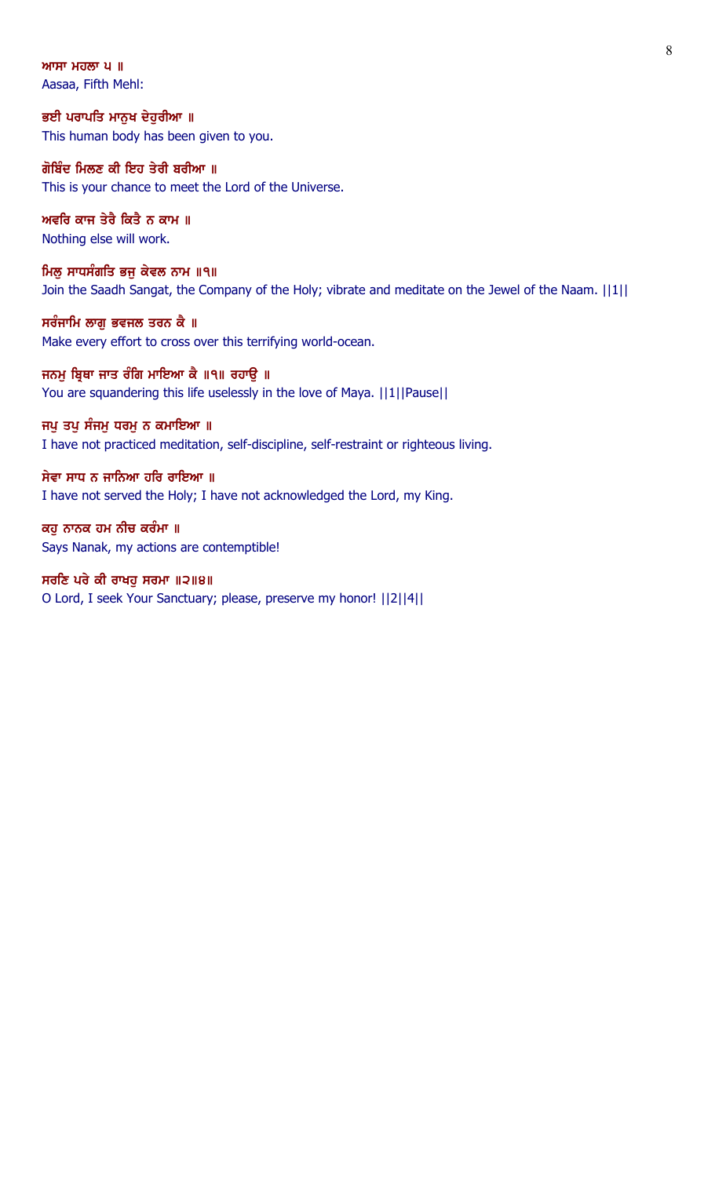ਆਸਾ ਮਹਲਾ ੫ ॥
Aasaa, Fifth Mehl:

ਭਈ ਪਰਾਪਤਿ ਮਾਨੁਖ ਦੇਹੁਰੀਆ ॥
This human body has been given to you.

ਗੋਬਿੰਦ ਮਿਲਣ ਕੀ ਇਹ ਤੇਰੀ ਬਰੀਆ ॥
This is your chance to meet the Lord of the Universe.

ਅਵਰਿ ਕਾਜ ਤੇਰੈ ਕਿਤੈ ਨ ਕਾਮ ॥
Nothing else will work.

ਮਿਲੁ ਸਾਧਸੰਗਤਿ ਭਜੁ ਕੇਵਲ ਨਾਮ ॥੧॥
Join the Saadh Sangat, the Company of the Holy; vibrate and meditate on the Jewel of the Naam. ||1||

ਸਰੰਜਾਮਿ ਲਾਗੁ ਭਵਜਲ ਤਰਨ ਕੈ ॥
Make every effort to cross over this terrifying world-ocean.

ਜਨਮੁ ਬ੍ਰਿਥਾ ਜਾਤ ਰੰਗਿ ਮਾਇਆ ਕੈ ॥੧॥ ਰਹਾਉ ॥
You are squandering this life uselessly in the love of Maya. ||1||Pause||

ਜਪੁ ਤਪੁ ਸੰਜਮੁ ਧਰਮੁ ਨ ਕਮਾਇਆ ॥
I have not practiced meditation, self-discipline, self-restraint or righteous living.

ਸੇਵਾ ਸਾਧ ਨ ਜਾਨਿਆ ਹਰਿ ਰਾਇਆ ॥
I have not served the Holy; I have not acknowledged the Lord, my King.

ਕਹੁ ਨਾਨਕ ਹਮ ਨੀਚ ਕਰੰਮਾ ॥
Says Nanak, my actions are contemptible!

ਸਰਣਿ ਪਰੇ ਕੀ ਰਾਖਹੁ ਸਰਮਾ ॥੨॥੪॥
O Lord, I seek Your Sanctuary; please, preserve my honor! ||2||4||